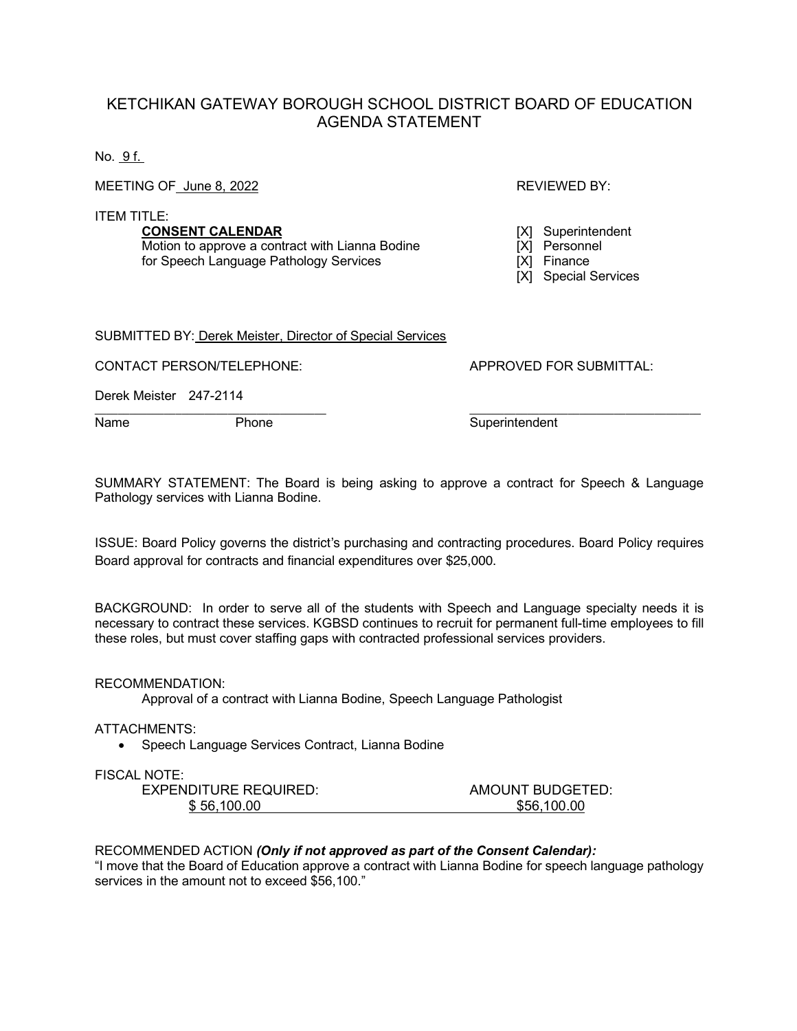# KETCHIKAN GATEWAY BOROUGH SCHOOL DISTRICT BOARD OF EDUCATION AGENDA STATEMENT

No. 9 f.

MEETING OF June 8, 2022

REVIEWED BY:

- [X] Superintendent
- [X] Personnel
- [X] Finance
- [X] Special Services

ITEM TITLE:

**CONSENT CALENDAR**
Motion to approve a contract with Lianna Bodine for Speech Language Pathology Services

SUBMITTED BY: Derek Meister, Director of Special Services

CONTACT PERSON/TELEPHONE:

Derek Meister 247-2114

Name Phone

APPROVED FOR SUBMITTAL:

Superintendent

SUMMARY STATEMENT: The Board is being asking to approve a contract for Speech & Language Pathology services with Lianna Bodine.

ISSUE: Board Policy governs the district's purchasing and contracting procedures. Board Policy requires Board approval for contracts and financial expenditures over $25,000.

BACKGROUND: In order to serve all of the students with Speech and Language specialty needs it is necessary to contract these services. KGBSD continues to recruit for permanent full-time employees to fill these roles, but must cover staffing gaps with contracted professional services providers.

RECOMMENDATION:

Approval of a contract with Lianna Bodine, Speech Language Pathologist

ATTACHMENTS:

- Speech Language Services Contract, Lianna Bodine

FISCAL NOTE:

| EXPENDITURE REQUIRED: | AMOUNT BUDGETED: |
|---|---|
| $ 56,100.00 | $56,100.00 |

RECOMMENDED ACTION ***(Only if not approved as part of the Consent Calendar):***

"I move that the Board of Education approve a contract with Lianna Bodine for speech language pathology services in the amount not to exceed $56,100."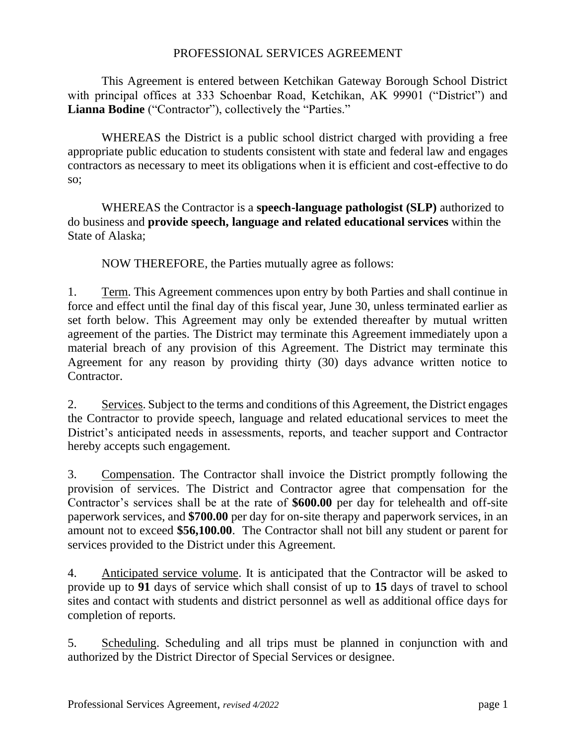# PROFESSIONAL SERVICES AGREEMENT

This Agreement is entered between Ketchikan Gateway Borough School District with principal offices at 333 Schoenbar Road, Ketchikan, AK 99901 ("District") and **Lianna Bodine** ("Contractor"), collectively the "Parties."

WHEREAS the District is a public school district charged with providing a free appropriate public education to students consistent with state and federal law and engages contractors as necessary to meet its obligations when it is efficient and cost-effective to do so;

WHEREAS the Contractor is a **speech-language pathologist (SLP)** authorized to do business and **provide speech, language and related educational services** within the State of Alaska;

NOW THEREFORE, the Parties mutually agree as follows:

1. Term. This Agreement commences upon entry by both Parties and shall continue in force and effect until the final day of this fiscal year, June 30, unless terminated earlier as set forth below. This Agreement may only be extended thereafter by mutual written agreement of the parties. The District may terminate this Agreement immediately upon a material breach of any provision of this Agreement. The District may terminate this Agreement for any reason by providing thirty (30) days advance written notice to Contractor.

2. Services. Subject to the terms and conditions of this Agreement, the District engages the Contractor to provide speech, language and related educational services to meet the District's anticipated needs in assessments, reports, and teacher support and Contractor hereby accepts such engagement.

3. Compensation. The Contractor shall invoice the District promptly following the provision of services. The District and Contractor agree that compensation for the Contractor's services shall be at the rate of **$600.00** per day for telehealth and off-site paperwork services, and **$700.00** per day for on-site therapy and paperwork services, in an amount not to exceed **$56,100.00**. The Contractor shall not bill any student or parent for services provided to the District under this Agreement.

4. Anticipated service volume. It is anticipated that the Contractor will be asked to provide up to **91** days of service which shall consist of up to **15** days of travel to school sites and contact with students and district personnel as well as additional office days for completion of reports.

5. Scheduling. Scheduling and all trips must be planned in conjunction with and authorized by the District Director of Special Services or designee.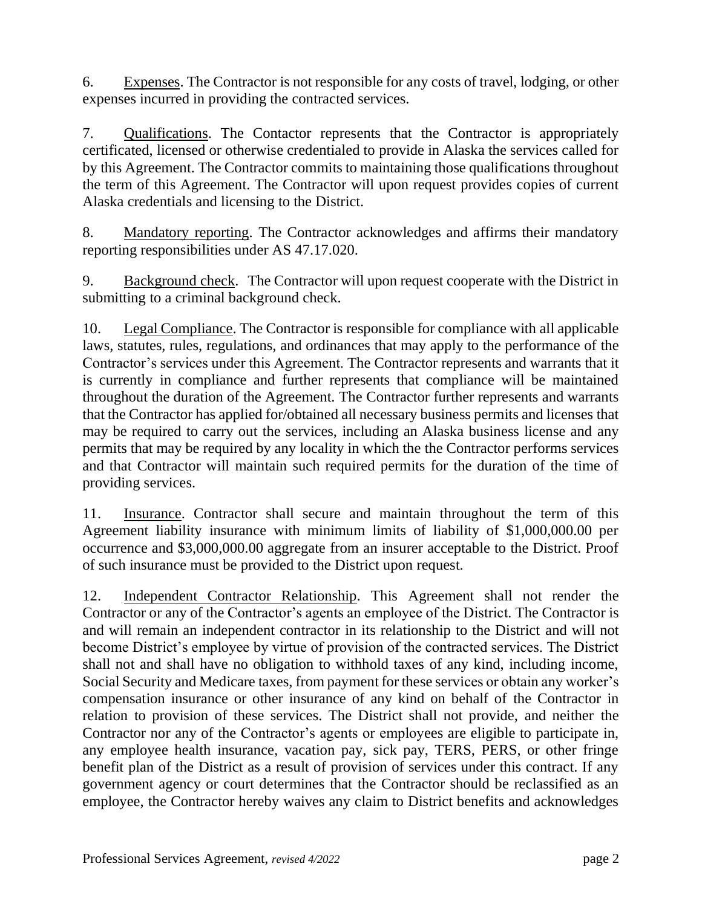6. Expenses. The Contractor is not responsible for any costs of travel, lodging, or other expenses incurred in providing the contracted services.

7. Qualifications. The Contactor represents that the Contractor is appropriately certificated, licensed or otherwise credentialed to provide in Alaska the services called for by this Agreement. The Contractor commits to maintaining those qualifications throughout the term of this Agreement. The Contractor will upon request provides copies of current Alaska credentials and licensing to the District.

8. Mandatory reporting. The Contractor acknowledges and affirms their mandatory reporting responsibilities under AS 47.17.020.

9. Background check. The Contractor will upon request cooperate with the District in submitting to a criminal background check.

10. Legal Compliance. The Contractor is responsible for compliance with all applicable laws, statutes, rules, regulations, and ordinances that may apply to the performance of the Contractor's services under this Agreement. The Contractor represents and warrants that it is currently in compliance and further represents that compliance will be maintained throughout the duration of the Agreement. The Contractor further represents and warrants that the Contractor has applied for/obtained all necessary business permits and licenses that may be required to carry out the services, including an Alaska business license and any permits that may be required by any locality in which the the Contractor performs services and that Contractor will maintain such required permits for the duration of the time of providing services.

11. Insurance. Contractor shall secure and maintain throughout the term of this Agreement liability insurance with minimum limits of liability of $1,000,000.00 per occurrence and $3,000,000.00 aggregate from an insurer acceptable to the District. Proof of such insurance must be provided to the District upon request.

12. Independent Contractor Relationship. This Agreement shall not render the Contractor or any of the Contractor's agents an employee of the District. The Contractor is and will remain an independent contractor in its relationship to the District and will not become District's employee by virtue of provision of the contracted services. The District shall not and shall have no obligation to withhold taxes of any kind, including income, Social Security and Medicare taxes, from payment for these services or obtain any worker's compensation insurance or other insurance of any kind on behalf of the Contractor in relation to provision of these services. The District shall not provide, and neither the Contractor nor any of the Contractor's agents or employees are eligible to participate in, any employee health insurance, vacation pay, sick pay, TERS, PERS, or other fringe benefit plan of the District as a result of provision of services under this contract. If any government agency or court determines that the Contractor should be reclassified as an employee, the Contractor hereby waives any claim to District benefits and acknowledges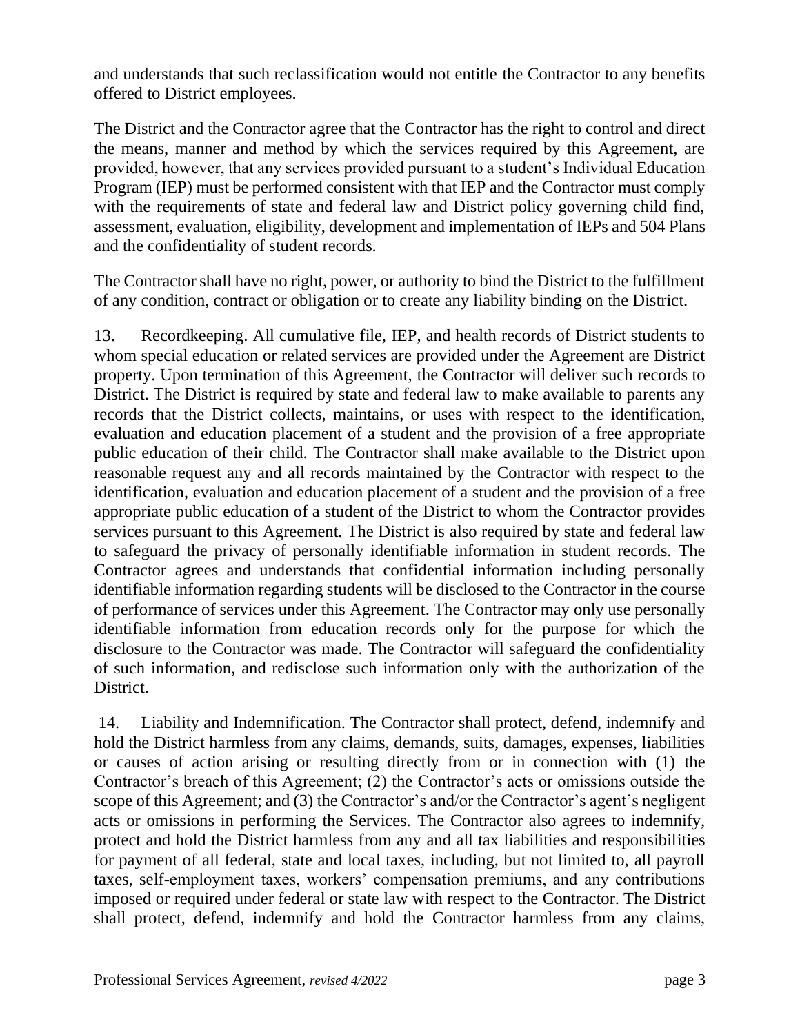and understands that such reclassification would not entitle the Contractor to any benefits offered to District employees.

The District and the Contractor agree that the Contractor has the right to control and direct the means, manner and method by which the services required by this Agreement, are provided, however, that any services provided pursuant to a student's Individual Education Program (IEP) must be performed consistent with that IEP and the Contractor must comply with the requirements of state and federal law and District policy governing child find, assessment, evaluation, eligibility, development and implementation of IEPs and 504 Plans and the confidentiality of student records.

The Contractor shall have no right, power, or authority to bind the District to the fulfillment of any condition, contract or obligation or to create any liability binding on the District.

13. Recordkeeping. All cumulative file, IEP, and health records of District students to whom special education or related services are provided under the Agreement are District property. Upon termination of this Agreement, the Contractor will deliver such records to District. The District is required by state and federal law to make available to parents any records that the District collects, maintains, or uses with respect to the identification, evaluation and education placement of a student and the provision of a free appropriate public education of their child. The Contractor shall make available to the District upon reasonable request any and all records maintained by the Contractor with respect to the identification, evaluation and education placement of a student and the provision of a free appropriate public education of a student of the District to whom the Contractor provides services pursuant to this Agreement. The District is also required by state and federal law to safeguard the privacy of personally identifiable information in student records. The Contractor agrees and understands that confidential information including personally identifiable information regarding students will be disclosed to the Contractor in the course of performance of services under this Agreement. The Contractor may only use personally identifiable information from education records only for the purpose for which the disclosure to the Contractor was made. The Contractor will safeguard the confidentiality of such information, and redisclose such information only with the authorization of the District.

14. Liability and Indemnification. The Contractor shall protect, defend, indemnify and hold the District harmless from any claims, demands, suits, damages, expenses, liabilities or causes of action arising or resulting directly from or in connection with (1) the Contractor's breach of this Agreement; (2) the Contractor's acts or omissions outside the scope of this Agreement; and (3) the Contractor's and/or the Contractor's agent's negligent acts or omissions in performing the Services. The Contractor also agrees to indemnify, protect and hold the District harmless from any and all tax liabilities and responsibilities for payment of all federal, state and local taxes, including, but not limited to, all payroll taxes, self-employment taxes, workers' compensation premiums, and any contributions imposed or required under federal or state law with respect to the Contractor. The District shall protect, defend, indemnify and hold the Contractor harmless from any claims,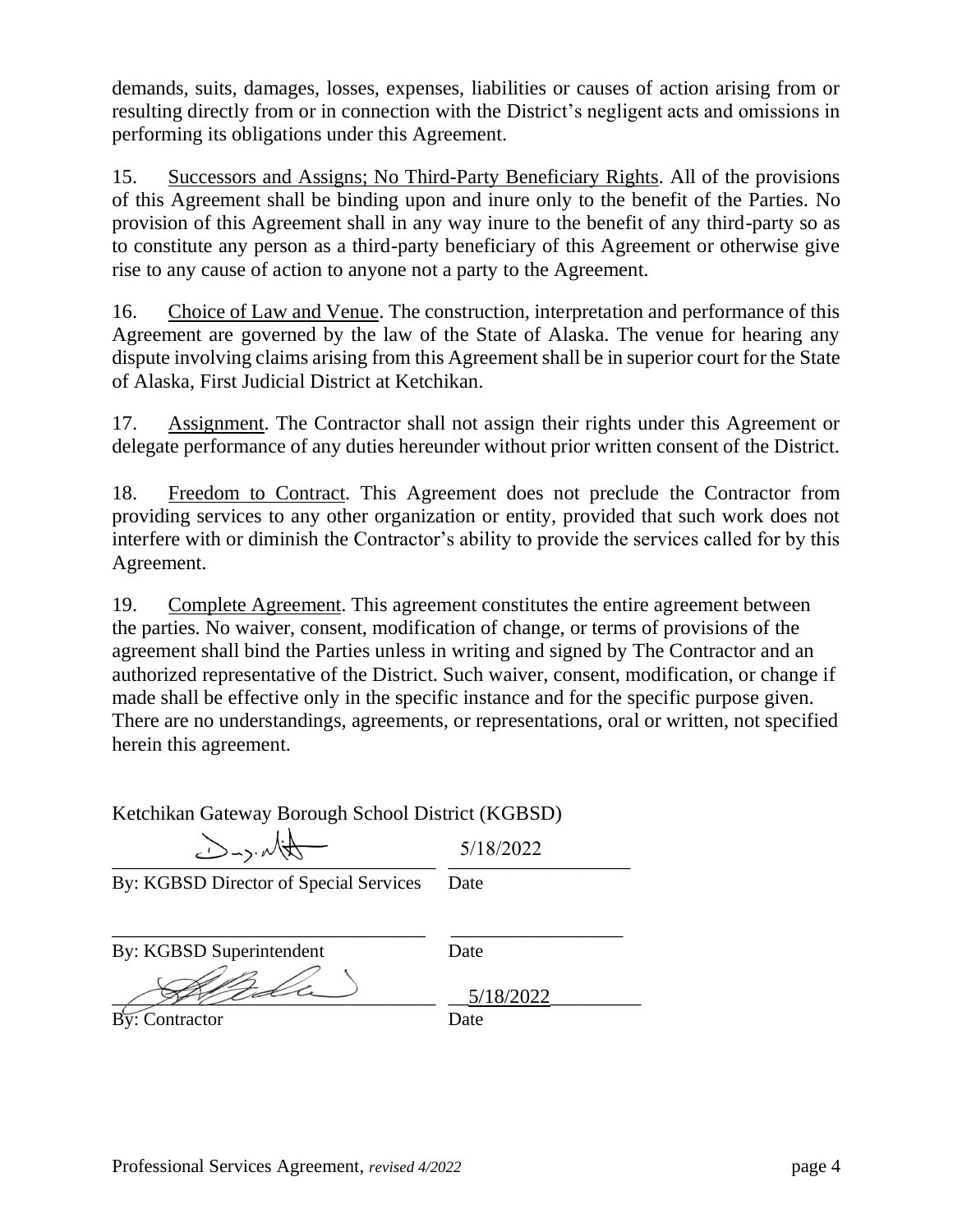demands, suits, damages, losses, expenses, liabilities or causes of action arising from or resulting directly from or in connection with the District's negligent acts and omissions in performing its obligations under this Agreement.

15. Successors and Assigns; No Third-Party Beneficiary Rights. All of the provisions of this Agreement shall be binding upon and inure only to the benefit of the Parties. No provision of this Agreement shall in any way inure to the benefit of any third-party so as to constitute any person as a third-party beneficiary of this Agreement or otherwise give rise to any cause of action to anyone not a party to the Agreement.

16. Choice of Law and Venue. The construction, interpretation and performance of this Agreement are governed by the law of the State of Alaska. The venue for hearing any dispute involving claims arising from this Agreement shall be in superior court for the State of Alaska, First Judicial District at Ketchikan.

17. Assignment. The Contractor shall not assign their rights under this Agreement or delegate performance of any duties hereunder without prior written consent of the District.

18. Freedom to Contract. This Agreement does not preclude the Contractor from providing services to any other organization or entity, provided that such work does not interfere with or diminish the Contractor's ability to provide the services called for by this Agreement.

19. Complete Agreement. This agreement constitutes the entire agreement between the parties. No waiver, consent, modification of change, or terms of provisions of the agreement shall bind the Parties unless in writing and signed by The Contractor and an authorized representative of the District. Such waiver, consent, modification, or change if made shall be effective only in the specific instance and for the specific purpose given. There are no understandings, agreements, or representations, oral or written, not specified herein this agreement.

Ketchikan Gateway Borough School District (KGBSD)

_______________________________ 5/18/2022

By: KGBSD Director of Special Services Date

_______________________________ _________________

By: KGBSD Superintendent Date

_______________________________ 5/18/2022

By: Contractor Date